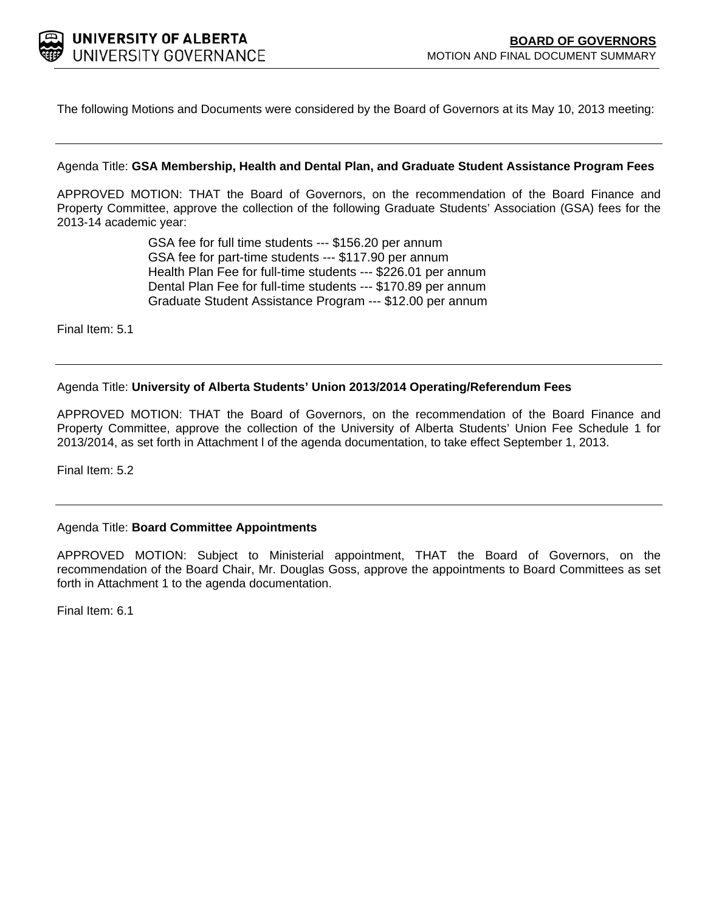**UNIVERSITY OF ALBERTA**
UNIVERSITY GOVERNANCE

**BOARD OF GOVERNORS**
MOTION AND FINAL DOCUMENT SUMMARY

The following Motions and Documents were considered by the Board of Governors at its May 10, 2013 meeting:

---

Agenda Title: **GSA Membership, Health and Dental Plan, and Graduate Student Assistance Program Fees**

APPROVED MOTION: THAT the Board of Governors, on the recommendation of the Board Finance and Property Committee, approve the collection of the following Graduate Students' Association (GSA) fees for the 2013-14 academic year:

GSA fee for full time students --- $156.20 per annum
GSA fee for part-time students --- $117.90 per annum
Health Plan Fee for full-time students --- $226.01 per annum
Dental Plan Fee for full-time students --- $170.89 per annum
Graduate Student Assistance Program --- $12.00 per annum

Final Item: 5.1

---

Agenda Title: **University of Alberta Students' Union 2013/2014 Operating/Referendum Fees**

APPROVED MOTION: THAT the Board of Governors, on the recommendation of the Board Finance and Property Committee, approve the collection of the University of Alberta Students' Union Fee Schedule 1 for 2013/2014, as set forth in Attachment l of the agenda documentation, to take effect September 1, 2013.

Final Item: 5.2

---

Agenda Title: **Board Committee Appointments**

APPROVED MOTION: Subject to Ministerial appointment, THAT the Board of Governors, on the recommendation of the Board Chair, Mr. Douglas Goss, approve the appointments to Board Committees as set forth in Attachment 1 to the agenda documentation.

Final Item: 6.1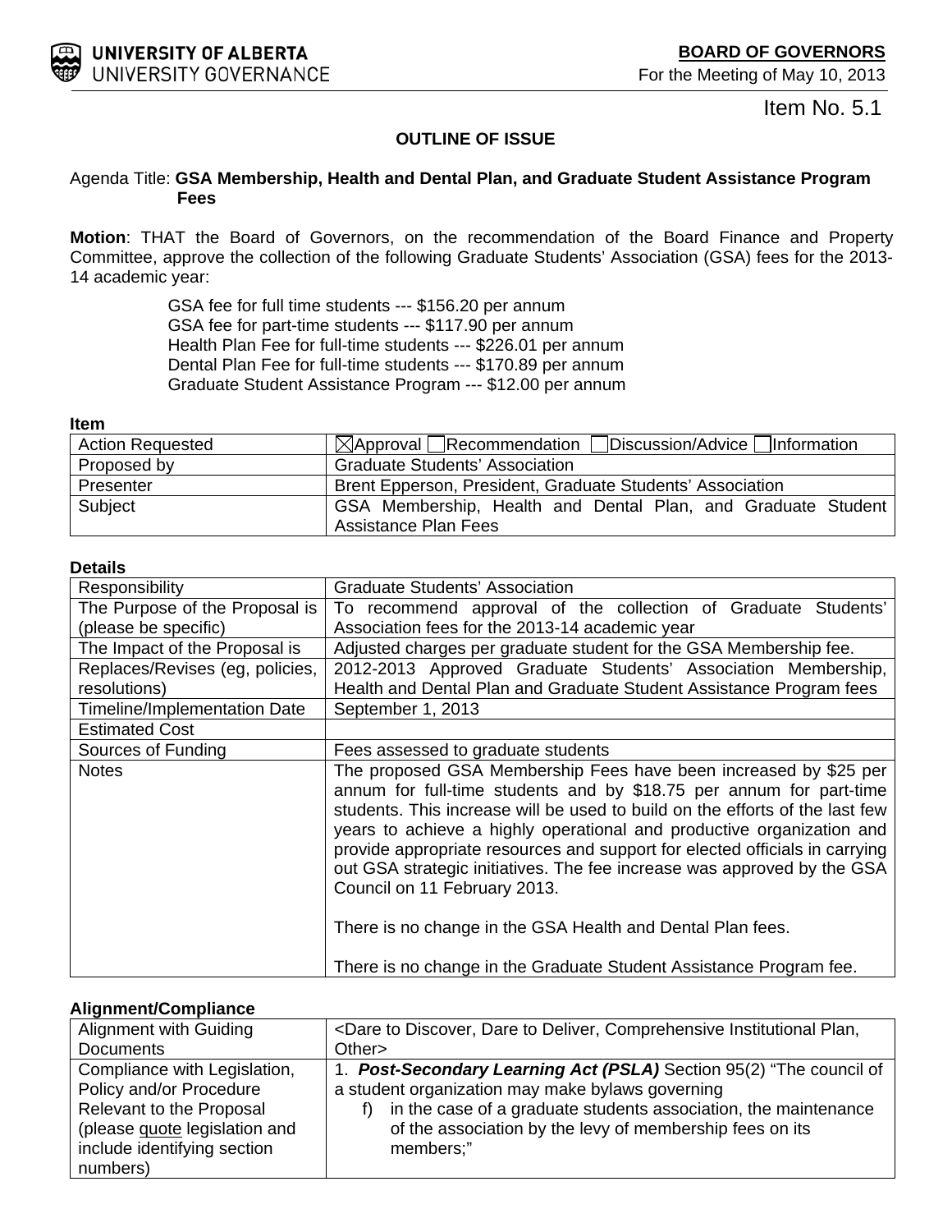**UNIVERSITY OF ALBERTA**
UNIVERSITY GOVERNANCE

**BOARD OF GOVERNORS**
For the Meeting of May 10, 2013

Item No. 5.1

**OUTLINE OF ISSUE**

Agenda Title: **GSA Membership, Health and Dental Plan, and Graduate Student Assistance Program Fees**

**Motion**: THAT the Board of Governors, on the recommendation of the Board Finance and Property Committee, approve the collection of the following Graduate Students' Association (GSA) fees for the 2013-14 academic year:

GSA fee for full time students --- $156.20 per annum
GSA fee for part-time students --- $117.90 per annum
Health Plan Fee for full-time students --- $226.01 per annum
Dental Plan Fee for full-time students --- $170.89 per annum
Graduate Student Assistance Program --- $12.00 per annum

**Item**

| | |
|---|---|
| Action Requested | ☒Approval ☐Recommendation ☐Discussion/Advice ☐Information |
| Proposed by | Graduate Students' Association |
| Presenter | Brent Epperson, President, Graduate Students' Association |
| Subject | GSA Membership, Health and Dental Plan, and Graduate Student Assistance Plan Fees |

**Details**

| | |
|---|---|
| Responsibility | Graduate Students' Association |
| The Purpose of the Proposal is (please be specific) | To recommend approval of the collection of Graduate Students' Association fees for the 2013-14 academic year |
| The Impact of the Proposal is | Adjusted charges per graduate student for the GSA Membership fee. |
| Replaces/Revises (eg, policies, resolutions) | 2012-2013 Approved Graduate Students' Association Membership, Health and Dental Plan and Graduate Student Assistance Program fees |
| Timeline/Implementation Date | September 1, 2013 |
| Estimated Cost | |
| Sources of Funding | Fees assessed to graduate students |
| Notes | The proposed GSA Membership Fees have been increased by $25 per annum for full-time students and by $18.75 per annum for part-time students. This increase will be used to build on the efforts of the last few years to achieve a highly operational and productive organization and provide appropriate resources and support for elected officials in carrying out GSA strategic initiatives. The fee increase was approved by the GSA Council on 11 February 2013.<br><br>There is no change in the GSA Health and Dental Plan fees.<br><br>There is no change in the Graduate Student Assistance Program fee. |

**Alignment/Compliance**

| | |
|---|---|
| Alignment with Guiding Documents | <Dare to Discover, Dare to Deliver, Comprehensive Institutional Plan, Other> |
| Compliance with Legislation, Policy and/or Procedure Relevant to the Proposal (please quote legislation and include identifying section numbers) | 1. ***Post-Secondary Learning Act (PSLA)*** Section 95(2) "The council of a student organization may make bylaws governing<br>f) in the case of a graduate students association, the maintenance of the association by the levy of membership fees on its members;" |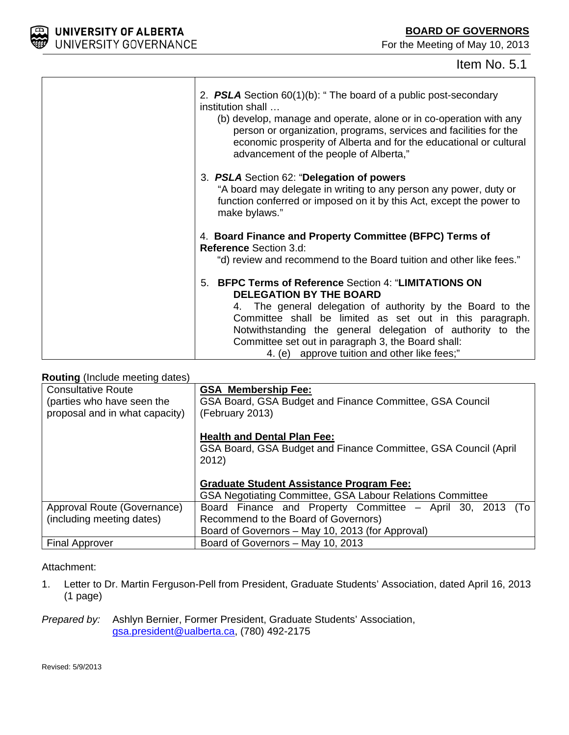| | |
|---|---|
| | 2. ***PSLA*** Section 60(1)(b): " The board of a public post-secondary institution shall … (b) develop, manage and operate, alone or in co-operation with any person or organization, programs, services and facilities for the economic prosperity of Alberta and for the educational or cultural advancement of the people of Alberta,"<br><br>3. ***PSLA*** Section 62: "**Delegation of powers** "A board may delegate in writing to any person any power, duty or function conferred or imposed on it by this Act, except the power to make bylaws."<br><br>4. **Board Finance and Property Committee (BFPC) Terms of Reference** Section 3.d: "d) review and recommend to the Board tuition and other like fees."<br><br>5. **BFPC Terms of Reference** Section 4: "**LIMITATIONS ON DELEGATION BY THE BOARD** 4. The general delegation of authority by the Board to the Committee shall be limited as set out in this paragraph. Notwithstanding the general delegation of authority to the Committee set out in paragraph 3, the Board shall: 4. (e) approve tuition and other like fees;" |

**Routing** (Include meeting dates)

| | |
|---|---|
| Consultative Route (parties who have seen the proposal and in what capacity) | **GSA Membership Fee:** GSA Board, GSA Budget and Finance Committee, GSA Council (February 2013)<br><br>**Health and Dental Plan Fee:** GSA Board, GSA Budget and Finance Committee, GSA Council (April 2012)<br><br>**Graduate Student Assistance Program Fee:** GSA Negotiating Committee, GSA Labour Relations Committee |
| Approval Route (Governance) (including meeting dates) | Board Finance and Property Committee – April 30, 2013 (To Recommend to the Board of Governors)<br>Board of Governors – May 10, 2013 (for Approval) |
| Final Approver | Board of Governors – May 10, 2013 |

Attachment:

1. Letter to Dr. Martin Ferguson-Pell from President, Graduate Students' Association, dated April 16, 2013 (1 page)

*Prepared by:* Ashlyn Bernier, Former President, Graduate Students' Association, gsa.president@ualberta.ca, (780) 492-2175

Revised: 5/9/2013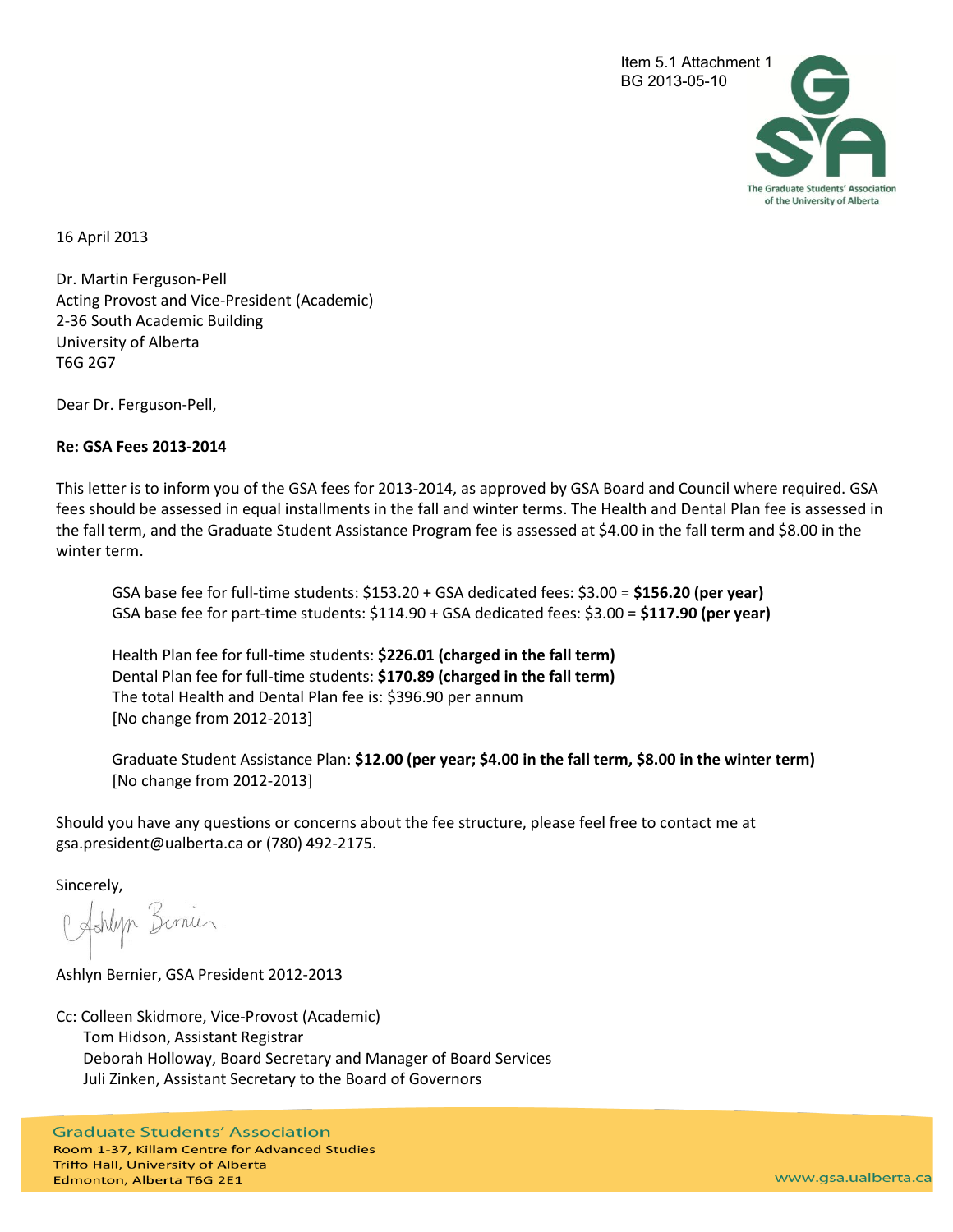Item 5.1 Attachment 1
BG 2013-05-10

The Graduate Students' Association of the University of Alberta

16 April 2013

Dr. Martin Ferguson-Pell
Acting Provost and Vice-President (Academic)
2-36 South Academic Building
University of Alberta
T6G 2G7

Dear Dr. Ferguson-Pell,

**Re: GSA Fees 2013-2014**

This letter is to inform you of the GSA fees for 2013-2014, as approved by GSA Board and Council where required. GSA fees should be assessed in equal installments in the fall and winter terms. The Health and Dental Plan fee is assessed in the fall term, and the Graduate Student Assistance Program fee is assessed at $4.00 in the fall term and $8.00 in the winter term.

> GSA base fee for full-time students: $153.20 + GSA dedicated fees: $3.00 = **$156.20 (per year)**
> GSA base fee for part-time students: $114.90 + GSA dedicated fees: $3.00 = **$117.90 (per year)**
>
> Health Plan fee for full-time students: **$226.01 (charged in the fall term)**
> Dental Plan fee for full-time students: **$170.89 (charged in the fall term)**
> The total Health and Dental Plan fee is: $396.90 per annum
> [No change from 2012-2013]
>
> Graduate Student Assistance Plan: **$12.00 (per year; $4.00 in the fall term, $8.00 in the winter term)**
> [No change from 2012-2013]

Should you have any questions or concerns about the fee structure, please feel free to contact me at gsa.president@ualberta.ca or (780) 492-2175.

Sincerely,

Ashlyn Bernier, GSA President 2012-2013

Cc: Colleen Skidmore, Vice-Provost (Academic)
Tom Hidson, Assistant Registrar
Deborah Holloway, Board Secretary and Manager of Board Services
Juli Zinken, Assistant Secretary to the Board of Governors

Graduate Students' Association
Room 1-37, Killam Centre for Advanced Studies
Triffo Hall, University of Alberta
Edmonton, Alberta T6G 2E1
www.gsa.ualberta.ca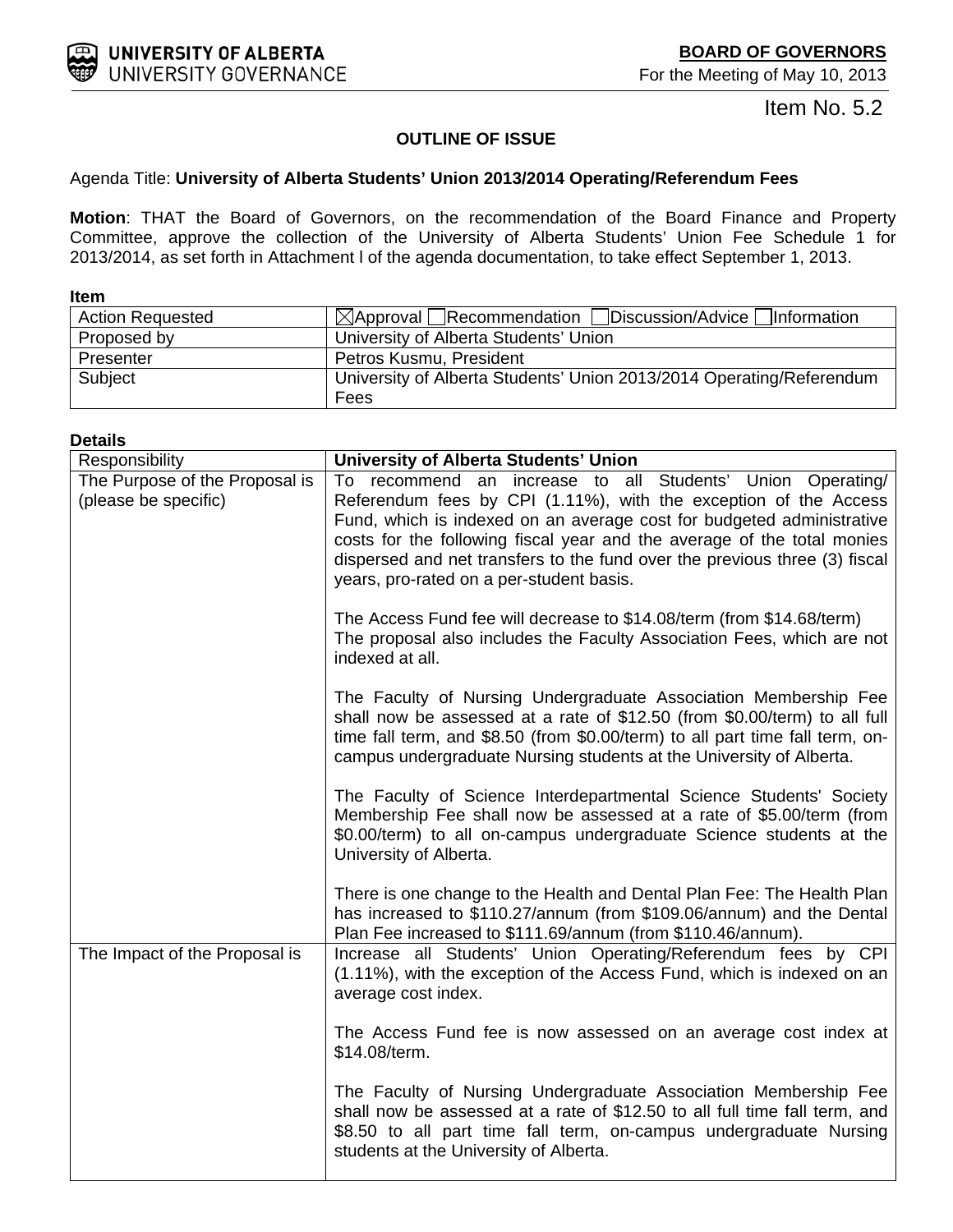**BOARD OF GOVERNORS**

For the Meeting of May 10, 2013

Item No. 5.2

**OUTLINE OF ISSUE**

Agenda Title: **University of Alberta Students' Union 2013/2014 Operating/Referendum Fees**

**Motion**: THAT the Board of Governors, on the recommendation of the Board Finance and Property Committee, approve the collection of the University of Alberta Students' Union Fee Schedule 1 for 2013/2014, as set forth in Attachment l of the agenda documentation, to take effect September 1, 2013.

**Item**

| | |
|---|---|
| Action Requested | ☒Approval ☐Recommendation ☐Discussion/Advice ☐Information |
| Proposed by | University of Alberta Students' Union |
| Presenter | Petros Kusmu, President |
| Subject | University of Alberta Students' Union 2013/2014 Operating/Referendum Fees |

**Details**

| | |
|---|---|
| Responsibility | **University of Alberta Students' Union** |
| The Purpose of the Proposal is (please be specific) | To recommend an increase to all Students' Union Operating/ Referendum fees by CPI (1.11%), with the exception of the Access Fund, which is indexed on an average cost for budgeted administrative costs for the following fiscal year and the average of the total monies dispersed and net transfers to the fund over the previous three (3) fiscal years, pro-rated on a per-student basis.<br><br>The Access Fund fee will decrease to $14.08/term (from $14.68/term) The proposal also includes the Faculty Association Fees, which are not indexed at all.<br><br>The Faculty of Nursing Undergraduate Association Membership Fee shall now be assessed at a rate of $12.50 (from $0.00/term) to all full time fall term, and $8.50 (from $0.00/term) to all part time fall term, on-campus undergraduate Nursing students at the University of Alberta.<br><br>The Faculty of Science Interdepartmental Science Students' Society Membership Fee shall now be assessed at a rate of $5.00/term (from $0.00/term) to all on-campus undergraduate Science students at the University of Alberta.<br><br>There is one change to the Health and Dental Plan Fee: The Health Plan has increased to $110.27/annum (from $109.06/annum) and the Dental Plan Fee increased to $111.69/annum (from $110.46/annum). |
| The Impact of the Proposal is | Increase all Students' Union Operating/Referendum fees by CPI (1.11%), with the exception of the Access Fund, which is indexed on an average cost index.<br><br>The Access Fund fee is now assessed on an average cost index at $14.08/term.<br><br>The Faculty of Nursing Undergraduate Association Membership Fee shall now be assessed at a rate of $12.50 to all full time fall term, and $8.50 to all part time fall term, on-campus undergraduate Nursing students at the University of Alberta. |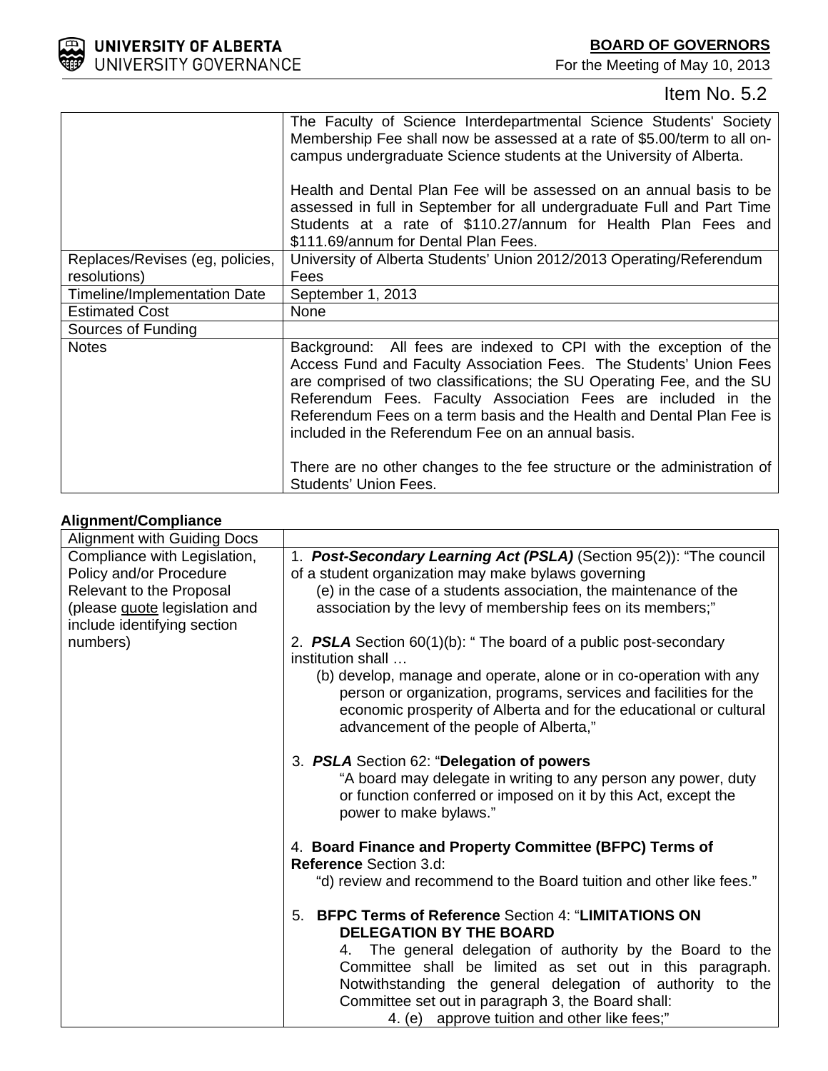Item No. 5.2

| | |
|---|---|
| | The Faculty of Science Interdepartmental Science Students' Society Membership Fee shall now be assessed at a rate of $5.00/term to all on-campus undergraduate Science students at the University of Alberta.<br><br>Health and Dental Plan Fee will be assessed on an annual basis to be assessed in full in September for all undergraduate Full and Part Time Students at a rate of $110.27/annum for Health Plan Fees and $111.69/annum for Dental Plan Fees. |
| Replaces/Revises (eg, policies, resolutions) | University of Alberta Students' Union 2012/2013 Operating/Referendum Fees |
| Timeline/Implementation Date | September 1, 2013 |
| Estimated Cost | None |
| Sources of Funding | |
| Notes | Background: All fees are indexed to CPI with the exception of the Access Fund and Faculty Association Fees. The Students' Union Fees are comprised of two classifications; the SU Operating Fee, and the SU Referendum Fees. Faculty Association Fees are included in the Referendum Fees on a term basis and the Health and Dental Plan Fee is included in the Referendum Fee on an annual basis.<br><br>There are no other changes to the fee structure or the administration of Students' Union Fees. |

**Alignment/Compliance**

| Alignment with Guiding Docs | |
|---|---|
| Compliance with Legislation, Policy and/or Procedure Relevant to the Proposal (please <u>quote</u> legislation and include identifying section numbers) | 1. ***Post-Secondary Learning Act (PSLA)*** (Section 95(2)): "The council of a student organization may make bylaws governing<br>(e) in the case of a students association, the maintenance of the association by the levy of membership fees on its members;"<br><br>2. ***PSLA*** Section 60(1)(b): " The board of a public post-secondary institution shall …<br>(b) develop, manage and operate, alone or in co-operation with any person or organization, programs, services and facilities for the economic prosperity of Alberta and for the educational or cultural advancement of the people of Alberta,"<br><br>3. ***PSLA*** Section 62: "**Delegation of powers**<br>"A board may delegate in writing to any person any power, duty or function conferred or imposed on it by this Act, except the power to make bylaws."<br><br>4. **Board Finance and Property Committee (BFPC) Terms of Reference** Section 3.d:<br>"d) review and recommend to the Board tuition and other like fees."<br><br>5. **BFPC Terms of Reference** Section 4: "**LIMITATIONS ON DELEGATION BY THE BOARD**<br>4. The general delegation of authority by the Board to the Committee shall be limited as set out in this paragraph. Notwithstanding the general delegation of authority to the Committee set out in paragraph 3, the Board shall:<br>4. (e) approve tuition and other like fees;" |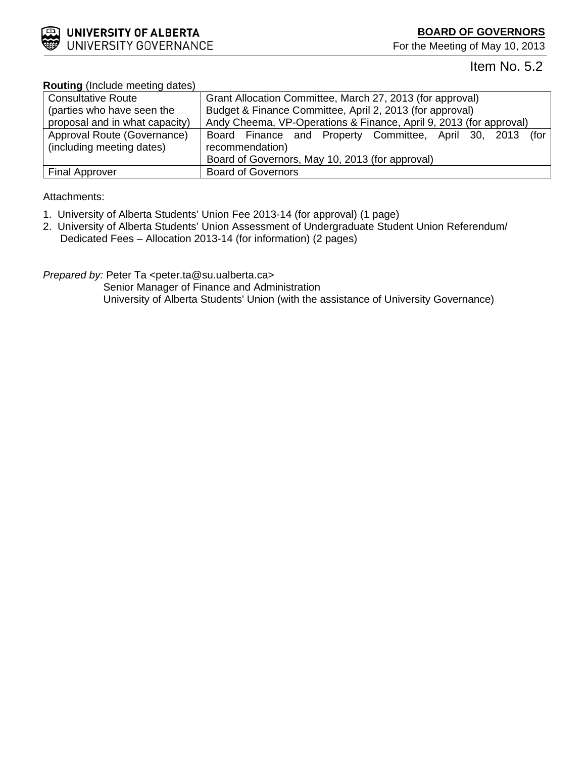**UNIVERSITY OF ALBERTA**
UNIVERSITY GOVERNANCE

**BOARD OF GOVERNORS**
For the Meeting of May 10, 2013

Item No. 5.2

**Routing** (Include meeting dates)

| | |
|---|---|
| Consultative Route (parties who have seen the proposal and in what capacity) | Grant Allocation Committee, March 27, 2013 (for approval)<br>Budget & Finance Committee, April 2, 2013 (for approval)<br>Andy Cheema, VP-Operations & Finance, April 9, 2013 (for approval) |
| Approval Route (Governance) (including meeting dates) | Board Finance and Property Committee, April 30, 2013 (for recommendation)<br>Board of Governors, May 10, 2013 (for approval) |
| Final Approver | Board of Governors |

Attachments:

1. University of Alberta Students' Union Fee 2013-14 (for approval) (1 page)
2. University of Alberta Students' Union Assessment of Undergraduate Student Union Referendum/ Dedicated Fees – Allocation 2013-14 (for information) (2 pages)

*Prepared by:* Peter Ta <peter.ta@su.ualberta.ca>
Senior Manager of Finance and Administration
University of Alberta Students' Union (with the assistance of University Governance)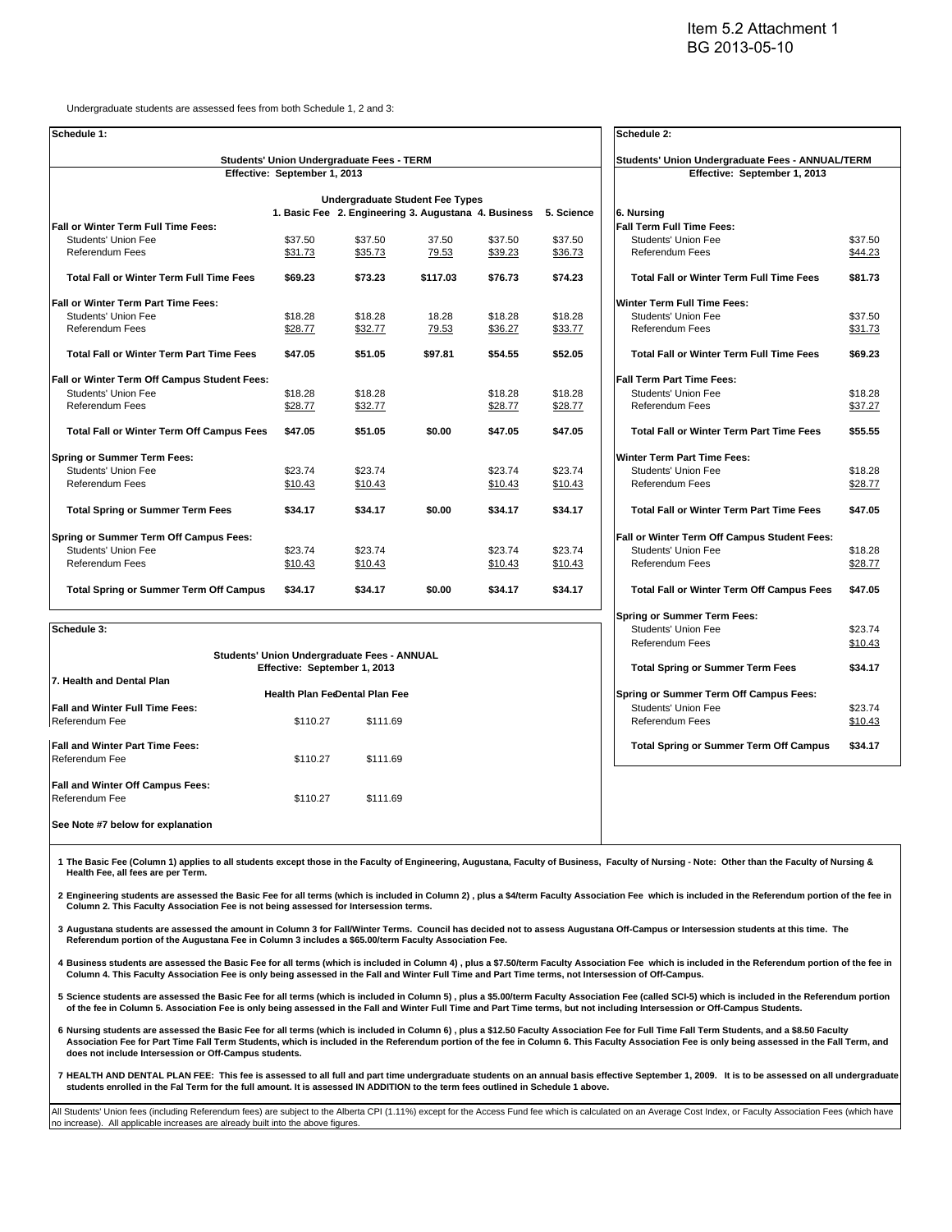Item 5.2 Attachment 1
BG 2013-05-10

Undergraduate students are assessed fees from both Schedule 1, 2 and 3:

**Schedule 1:**

**Students' Union Undergraduate Fees - TERM**
**Effective: September 1, 2013**

| | Undergraduate Student Fee Types | | | | |
|---|---|---|---|---|---|
| | 1. Basic Fee | 2. Engineering | 3. Augustana | 4. Business | 5. Science |
| **Fall or Winter Term Full Time Fees:** | | | | | |
| Students' Union Fee | $37.50 | $37.50 | 37.50 | $37.50 | $37.50 |
| Referendum Fees | $31.73 | $35.73 | 79.53 | $39.23 | $36.73 |
| **Total Fall or Winter Term Full Time Fees** | **$69.23** | **$73.23** | **$117.03** | **$76.73** | **$74.23** |
| **Fall or Winter Term Part Time Fees:** | | | | | |
| Students' Union Fee | $18.28 | $18.28 | 18.28 | $18.28 | $18.28 |
| Referendum Fees | $28.77 | $32.77 | 79.53 | $36.27 | $33.77 |
| **Total Fall or Winter Term Part Time Fees** | **$47.05** | **$51.05** | **$97.81** | **$54.55** | **$52.05** |
| **Fall or Winter Term Off Campus Student Fees:** | | | | | |
| Students' Union Fee | $18.28 | $18.28 | | $18.28 | $18.28 |
| Referendum Fees | $28.77 | $32.77 | | $28.77 | $28.77 |
| **Total Fall or Winter Term Off Campus Fees** | **$47.05** | **$51.05** | **$0.00** | **$47.05** | **$47.05** |
| **Spring or Summer Term Fees:** | | | | | |
| Students' Union Fee | $23.74 | $23.74 | | $23.74 | $23.74 |
| Referendum Fees | $10.43 | $10.43 | | $10.43 | $10.43 |
| **Total Spring or Summer Term Fees** | **$34.17** | **$34.17** | **$0.00** | **$34.17** | **$34.17** |
| **Spring or Summer Term Off Campus Fees:** | | | | | |
| Students' Union Fee | $23.74 | $23.74 | | $23.74 | $23.74 |
| Referendum Fees | $10.43 | $10.43 | | $10.43 | $10.43 |
| **Total Spring or Summer Term Off Campus** | **$34.17** | **$34.17** | **$0.00** | **$34.17** | **$34.17** |

**Schedule 2:**

**Students' Union Undergraduate Fees - ANNUAL/TERM**
**Effective: September 1, 2013**

| 6. Nursing | |
|---|---|
| **Fall Term Full Time Fees:** | |
| Students' Union Fee | $37.50 |
| Referendum Fees | $44.23 |
| **Total Fall or Winter Term Full Time Fees** | **$81.73** |
| **Winter Term Full Time Fees:** | |
| Students' Union Fee | $37.50 |
| Referendum Fees | $31.73 |
| **Total Fall or Winter Term Full Time Fees** | **$69.23** |
| **Fall Term Part Time Fees:** | |
| Students' Union Fee | $18.28 |
| Referendum Fees | $37.27 |
| **Total Fall or Winter Term Part Time Fees** | **$55.55** |
| **Winter Term Part Time Fees:** | |
| Students' Union Fee | $18.28 |
| Referendum Fees | $28.77 |
| **Total Fall or Winter Term Part Time Fees** | **$47.05** |
| **Fall or Winter Term Off Campus Student Fees:** | |
| Students' Union Fee | $18.28 |
| Referendum Fees | $28.77 |
| **Total Fall or Winter Term Off Campus Fees** | **$47.05** |
| **Spring or Summer Term Fees:** | |
| Students' Union Fee | $23.74 |
| Referendum Fees | $10.43 |
| **Total Spring or Summer Term Fees** | **$34.17** |
| **Spring or Summer Term Off Campus Fees:** | |
| Students' Union Fee | $23.74 |
| Referendum Fees | $10.43 |
| **Total Spring or Summer Term Off Campus** | **$34.17** |

**Schedule 3:**

**Students' Union Undergraduate Fees - ANNUAL**
**Effective: September 1, 2013**

| 7. Health and Dental Plan | Health Plan Fee | Dental Plan Fee |
|---|---|---|
| **Fall and Winter Full Time Fees:** | | |
| Referendum Fee | $110.27 | $111.69 |
| **Fall and Winter Part Time Fees:** | | |
| Referendum Fee | $110.27 | $111.69 |
| **Fall and Winter Off Campus Fees:** | | |
| Referendum Fee | $110.27 | $111.69 |

**See Note #7 below for explanation**

**1 The Basic Fee (Column 1) applies to all students except those in the Faculty of Engineering, Augustana, Faculty of Business, Faculty of Nursing - Note: Other than the Faculty of Nursing & Health Fee, all fees are per Term.**

**2 Engineering students are assessed the Basic Fee for all terms (which is included in Column 2) , plus a $4/term Faculty Association Fee which is included in the Referendum portion of the fee in Column 2. This Faculty Association Fee is not being assessed for Intersession terms.**

**3 Augustana students are assessed the amount in Column 3 for Fall/Winter Terms. Council has decided not to assess Augustana Off-Campus or Intersession students at this time. The Referendum portion of the Augustana Fee in Column 3 includes a $65.00/term Faculty Association Fee.**

**4 Business students are assessed the Basic Fee for all terms (which is included in Column 4) , plus a $7.50/term Faculty Association Fee which is included in the Referendum portion of the fee in Column 4. This Faculty Association Fee is only being assessed in the Fall and Winter Full Time and Part Time terms, not Intersession of Off-Campus.**

**5 Science students are assessed the Basic Fee for all terms (which is included in Column 5) , plus a $5.00/term Faculty Association Fee (called SCI-5) which is included in the Referendum portion of the fee in Column 5. Association Fee is only being assessed in the Fall and Winter Full Time and Part Time terms, but not including Intersession or Off-Campus Students.**

**6 Nursing students are assessed the Basic Fee for all terms (which is included in Column 6) , plus a $12.50 Faculty Association Fee for Full Time Fall Term Students, and a $8.50 Faculty Association Fee for Part Time Fall Term Students, which is included in the Referendum portion of the fee in Column 6. This Faculty Association Fee is only being assessed in the Fall Term, and does not include Intersession or Off-Campus students.**

**7 HEALTH AND DENTAL PLAN FEE: This fee is assessed to all full and part time undergraduate students on an annual basis effective September 1, 2009. It is to be assessed on all undergraduate students enrolled in the Fal Term for the full amount. It is assessed IN ADDITION to the term fees outlined in Schedule 1 above.**

All Students' Union fees (including Referendum fees) are subject to the Alberta CPI (1.11%) except for the Access Fund fee which is calculated on an Average Cost Index, or Faculty Association Fees (which have no increase). All applicable increases are already built into the above figures.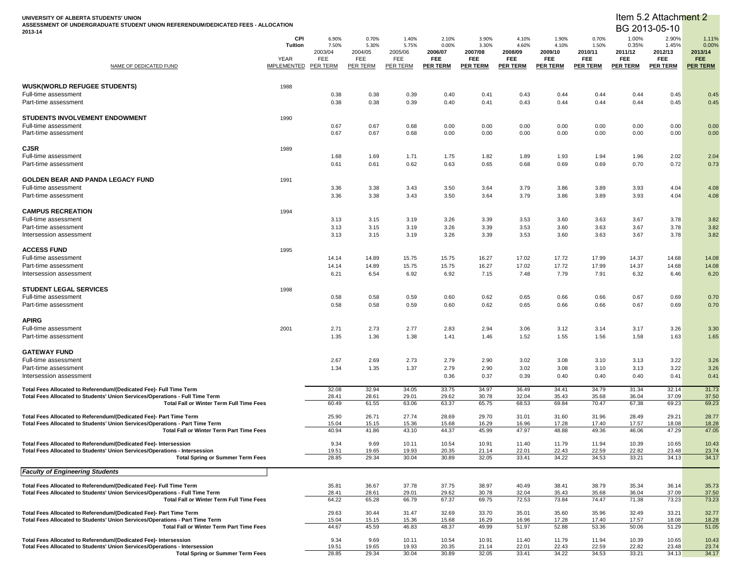**UNIVERSITY OF ALBERTA STUDENTS' UNION**
**ASSESSMENT OF UNDERGRADUATE STUDENT UNION REFERENDUM/DEDICATED FEES - ALLOCATION**
**2013-14**

Item 5.2 Attachment 2
BG 2013-05-10

| NAME OF DEDICATED FUND | YEAR IMPLEMENTED | 2003/04 FEE PER TERM | 2004/05 FEE PER TERM | 2005/06 FEE PER TERM | 2006/07 FEE PER TERM | 2007/08 FEE PER TERM | 2008/09 FEE PER TERM | 2009/10 FEE PER TERM | 2010/11 FEE PER TERM | 2011/12 FEE PER TERM | 2012/13 FEE PER TERM | 2013/14 FEE PER TERM |
|---|---|---|---|---|---|---|---|---|---|---|---|---|
| CPI | | 6.90% | 0.70% | 1.40% | 2.10% | 3.90% | 4.10% | 1.90% | 0.70% | 1.00% | 2.90% | 1.11% |
| Tuition | | 7.50% | 5.30% | 5.75% | 0.00% | 3.30% | 4.60% | 4.10% | 1.50% | 0.35% | 1.45% | 0.00% |
| **WUSK(WORLD REFUGEE STUDENTS)** | 1988 | | | | | | | | | | | |
| Full-time assessment | | 0.38 | 0.38 | 0.39 | 0.40 | 0.41 | 0.43 | 0.44 | 0.44 | 0.44 | 0.45 | 0.45 |
| Part-time assessment | | 0.38 | 0.38 | 0.39 | 0.40 | 0.41 | 0.43 | 0.44 | 0.44 | 0.44 | 0.45 | 0.45 |
| **STUDENTS INVOLVEMENT ENDOWMENT** | 1990 | | | | | | | | | | | |
| Full-time assessment | | 0.67 | 0.67 | 0.68 | 0.00 | 0.00 | 0.00 | 0.00 | 0.00 | 0.00 | 0.00 | 0.00 |
| Part-time assessment | | 0.67 | 0.67 | 0.68 | 0.00 | 0.00 | 0.00 | 0.00 | 0.00 | 0.00 | 0.00 | 0.00 |
| **CJSR** | 1989 | | | | | | | | | | | |
| Full-time assessment | | 1.68 | 1.69 | 1.71 | 1.75 | 1.82 | 1.89 | 1.93 | 1.94 | 1.96 | 2.02 | 2.04 |
| Part-time assessment | | 0.61 | 0.61 | 0.62 | 0.63 | 0.65 | 0.68 | 0.69 | 0.69 | 0.70 | 0.72 | 0.73 |
| **GOLDEN BEAR AND PANDA LEGACY FUND** | 1991 | | | | | | | | | | | |
| Full-time assessment | | 3.36 | 3.38 | 3.43 | 3.50 | 3.64 | 3.79 | 3.86 | 3.89 | 3.93 | 4.04 | 4.08 |
| Part-time assessment | | 3.36 | 3.38 | 3.43 | 3.50 | 3.64 | 3.79 | 3.86 | 3.89 | 3.93 | 4.04 | 4.08 |
| **CAMPUS RECREATION** | 1994 | | | | | | | | | | | |
| Full-time assessment | | 3.13 | 3.15 | 3.19 | 3.26 | 3.39 | 3.53 | 3.60 | 3.63 | 3.67 | 3.78 | 3.82 |
| Part-time assessment | | 3.13 | 3.15 | 3.19 | 3.26 | 3.39 | 3.53 | 3.60 | 3.63 | 3.67 | 3.78 | 3.82 |
| Intersession assessment | | 3.13 | 3.15 | 3.19 | 3.26 | 3.39 | 3.53 | 3.60 | 3.63 | 3.67 | 3.78 | 3.82 |
| **ACCESS FUND** | 1995 | | | | | | | | | | | |
| Full-time assessment | | 14.14 | 14.89 | 15.75 | 15.75 | 16.27 | 17.02 | 17.72 | 17.99 | 14.37 | 14.68 | 14.08 |
| Part-time assessment | | 14.14 | 14.89 | 15.75 | 15.75 | 16.27 | 17.02 | 17.72 | 17.99 | 14.37 | 14.68 | 14.08 |
| Intersession assessment | | 6.21 | 6.54 | 6.92 | 6.92 | 7.15 | 7.48 | 7.79 | 7.91 | 6.32 | 6.46 | 6.20 |
| **STUDENT LEGAL SERVICES** | 1998 | | | | | | | | | | | |
| Full-time assessment | | 0.58 | 0.58 | 0.59 | 0.60 | 0.62 | 0.65 | 0.66 | 0.66 | 0.67 | 0.69 | 0.70 |
| Part-time assessment | | 0.58 | 0.58 | 0.59 | 0.60 | 0.62 | 0.65 | 0.66 | 0.66 | 0.67 | 0.69 | 0.70 |
| **APIRG** | | | | | | | | | | | | |
| Full-time assessment | 2001 | 2.71 | 2.73 | 2.77 | 2.83 | 2.94 | 3.06 | 3.12 | 3.14 | 3.17 | 3.26 | 3.30 |
| Part-time assessment | | 1.35 | 1.36 | 1.38 | 1.41 | 1.46 | 1.52 | 1.55 | 1.56 | 1.58 | 1.63 | 1.65 |
| **GATEWAY FUND** | | | | | | | | | | | | |
| Full-time assessment | | 2.67 | 2.69 | 2.73 | 2.79 | 2.90 | 3.02 | 3.08 | 3.10 | 3.13 | 3.22 | 3.26 |
| Part-time assessment | | 1.34 | 1.35 | 1.37 | 2.79 | 2.90 | 3.02 | 3.08 | 3.10 | 3.13 | 3.22 | 3.26 |
| Intersession assessment | | | | | 0.36 | 0.37 | 0.39 | 0.40 | 0.40 | 0.40 | 0.41 | 0.41 |
| **Total Fees Allocated to Referendum/(Dedicated Fee)- Full Time Term** | | 32.08 | 32.94 | 34.05 | 33.75 | 34.97 | 36.49 | 34.41 | 34.79 | 31.34 | 32.14 | 31.73 |
| **Total Fees Allocated to Students' Union Services/Operations - Full Time Term** | | 28.41 | 28.61 | 29.01 | 29.62 | 30.78 | 32.04 | 35.43 | 35.68 | 36.04 | 37.09 | 37.50 |
| **Total Fall or Winter Term Full Time Fees** | | 60.49 | 61.55 | 63.06 | 63.37 | 65.75 | 68.53 | 69.84 | 70.47 | 67.38 | 69.23 | 69.23 |
| **Total Fees Allocated to Referendum/(Dedicated Fee)- Part Time Term** | | 25.90 | 26.71 | 27.74 | 28.69 | 29.70 | 31.01 | 31.60 | 31.96 | 28.49 | 29.21 | 28.77 |
| **Total Fees Allocated to Students' Union Services/Operations - Part Time Term** | | 15.04 | 15.15 | 15.36 | 15.68 | 16.29 | 16.96 | 17.28 | 17.40 | 17.57 | 18.08 | 18.28 |
| **Total Fall or Winter Term Part Time Fees** | | 40.94 | 41.86 | 43.10 | 44.37 | 45.99 | 47.97 | 48.88 | 49.36 | 46.06 | 47.29 | 47.05 |
| **Total Fees Allocated to Referendum/(Dedicated Fee)- Intersession** | | 9.34 | 9.69 | 10.11 | 10.54 | 10.91 | 11.40 | 11.79 | 11.94 | 10.39 | 10.65 | 10.43 |
| **Total Fees Allocated to Students' Union Services/Operations - Intersession** | | 19.51 | 19.65 | 19.93 | 20.35 | 21.14 | 22.01 | 22.43 | 22.59 | 22.82 | 23.48 | 23.74 |
| **Total Spring or Summer Term Fees** | | 28.85 | 29.34 | 30.04 | 30.89 | 32.05 | 33.41 | 34.22 | 34.53 | 33.21 | 34.13 | 34.17 |
| ***Faculty of Engineering Students*** | | | | | | | | | | | | |
| **Total Fees Allocated to Referendum/(Dedicated Fee)- Full Time Term** | | 35.81 | 36.67 | 37.78 | 37.75 | 38.97 | 40.49 | 38.41 | 38.79 | 35.34 | 36.14 | 35.73 |
| **Total Fees Allocated to Students' Union Services/Operations - Full Time Term** | | 28.41 | 28.61 | 29.01 | 29.62 | 30.78 | 32.04 | 35.43 | 35.68 | 36.04 | 37.09 | 37.50 |
| **Total Fall or Winter Term Full Time Fees** | | 64.22 | 65.28 | 66.79 | 67.37 | 69.75 | 72.53 | 73.84 | 74.47 | 71.38 | 73.23 | 73.23 |
| **Total Fees Allocated to Referendum/(Dedicated Fee)- Part Time Term** | | 29.63 | 30.44 | 31.47 | 32.69 | 33.70 | 35.01 | 35.60 | 35.96 | 32.49 | 33.21 | 32.77 |
| **Total Fees Allocated to Students' Union Services/Operations - Part Time Term** | | 15.04 | 15.15 | 15.36 | 15.68 | 16.29 | 16.96 | 17.28 | 17.40 | 17.57 | 18.08 | 18.28 |
| **Total Fall or Winter Term Part Time Fees** | | 44.67 | 45.59 | 46.83 | 48.37 | 49.99 | 51.97 | 52.88 | 53.36 | 50.06 | 51.29 | 51.05 |
| **Total Fees Allocated to Referendum/(Dedicated Fee)- Intersession** | | 9.34 | 9.69 | 10.11 | 10.54 | 10.91 | 11.40 | 11.79 | 11.94 | 10.39 | 10.65 | 10.43 |
| **Total Fees Allocated to Students' Union Services/Operations - Intersession** | | 19.51 | 19.65 | 19.93 | 20.35 | 21.14 | 22.01 | 22.43 | 22.59 | 22.82 | 23.48 | 23.74 |
| **Total Spring or Summer Term Fees** | | 28.85 | 29.34 | 30.04 | 30.89 | 32.05 | 33.41 | 34.22 | 34.53 | 33.21 | 34.13 | 34.17 |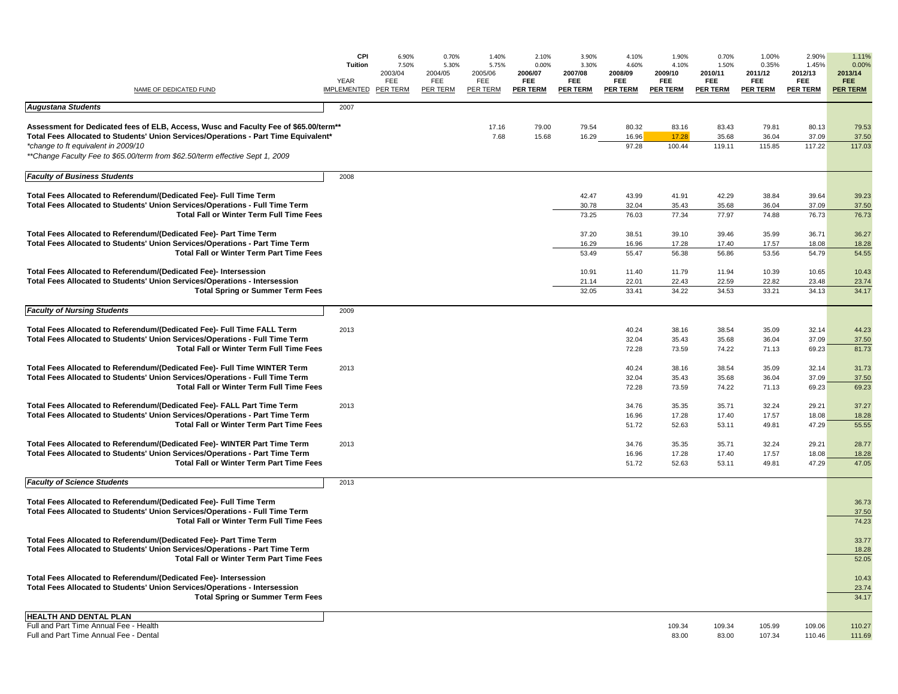| NAME OF DEDICATED FUND | YEAR IMPLEMENTED | CPI 6.90% Tuition 7.50% 2003/04 FEE PER TERM | 0.70% 5.30% 2004/05 FEE PER TERM | 1.40% 5.75% 2005/06 FEE PER TERM | 2.10% 0.00% 2006/07 FEE PER TERM | 3.90% 3.30% 2007/08 FEE PER TERM | 4.10% 4.60% 2008/09 FEE PER TERM | 1.90% 4.10% 2009/10 FEE PER TERM | 0.70% 1.50% 2010/11 FEE PER TERM | 1.00% 0.35% 2011/12 FEE PER TERM | 2.90% 1.45% 2012/13 FEE PER TERM | 1.11% 0.00% 2013/14 FEE PER TERM |
|---|---|---|---|---|---|---|---|---|---|---|---|---|
| ***Augustana Students*** | 2007 | | | | | | | | | | | |
| **Assessment for Dedicated fees of ELB, Access, Wusc and Faculty Fee of $65.00/term**** | | | | 17.16 | 79.00 | 79.54 | 80.32 | 83.16 | 83.43 | 79.81 | 80.13 | 79.53 |
| **Total Fees Allocated to Students' Union Services/Operations - Part Time Equivalent*** | | | | 7.68 | 15.68 | 16.29 | 16.96 | 17.28 | 35.68 | 36.04 | 37.09 | 37.50 |
| *\*change to ft equivalent in 2009/10* | | | | | | | 97.28 | 100.44 | 119.11 | 115.85 | 117.22 | 117.03 |
| *\*\*Change Faculty Fee to $65.00/term from $62.50/term effective Sept 1, 2009* | | | | | | | | | | | | |
| ***Faculty of Business Students*** | 2008 | | | | | | | | | | | |
| **Total Fees Allocated to Referendum/(Dedicated Fee)- Full Time Term** | | | | | | 42.47 | 43.99 | 41.91 | 42.29 | 38.84 | 39.64 | 39.23 |
| **Total Fees Allocated to Students' Union Services/Operations - Full Time Term** | | | | | | 30.78 | 32.04 | 35.43 | 35.68 | 36.04 | 37.09 | 37.50 |
| **Total Fall or Winter Term Full Time Fees** | | | | | | 73.25 | 76.03 | 77.34 | 77.97 | 74.88 | 76.73 | 76.73 |
| **Total Fees Allocated to Referendum/(Dedicated Fee)- Part Time Term** | | | | | | 37.20 | 38.51 | 39.10 | 39.46 | 35.99 | 36.71 | 36.27 |
| **Total Fees Allocated to Students' Union Services/Operations - Part Time Term** | | | | | | 16.29 | 16.96 | 17.28 | 17.40 | 17.57 | 18.08 | 18.28 |
| **Total Fall or Winter Term Part Time Fees** | | | | | | 53.49 | 55.47 | 56.38 | 56.86 | 53.56 | 54.79 | 54.55 |
| **Total Fees Allocated to Referendum/(Dedicated Fee)- Intersession** | | | | | | 10.91 | 11.40 | 11.79 | 11.94 | 10.39 | 10.65 | 10.43 |
| **Total Fees Allocated to Students' Union Services/Operations - Intersession** | | | | | | 21.14 | 22.01 | 22.43 | 22.59 | 22.82 | 23.48 | 23.74 |
| **Total Spring or Summer Term Fees** | | | | | | 32.05 | 33.41 | 34.22 | 34.53 | 33.21 | 34.13 | 34.17 |
| ***Faculty of Nursing Students*** | 2009 | | | | | | | | | | | |
| **Total Fees Allocated to Referendum/(Dedicated Fee)- Full Time FALL Term** | 2013 | | | | | | 40.24 | 38.16 | 38.54 | 35.09 | 32.14 | 44.23 |
| **Total Fees Allocated to Students' Union Services/Operations - Full Time Term** | | | | | | | 32.04 | 35.43 | 35.68 | 36.04 | 37.09 | 37.50 |
| **Total Fall or Winter Term Full Time Fees** | | | | | | | 72.28 | 73.59 | 74.22 | 71.13 | 69.23 | 81.73 |
| **Total Fees Allocated to Referendum/(Dedicated Fee)- Full Time WINTER Term** | 2013 | | | | | | 40.24 | 38.16 | 38.54 | 35.09 | 32.14 | 31.73 |
| **Total Fees Allocated to Students' Union Services/Operations - Full Time Term** | | | | | | | 32.04 | 35.43 | 35.68 | 36.04 | 37.09 | 37.50 |
| **Total Fall or Winter Term Full Time Fees** | | | | | | | 72.28 | 73.59 | 74.22 | 71.13 | 69.23 | 69.23 |
| **Total Fees Allocated to Referendum/(Dedicated Fee)- FALL Part Time Term** | 2013 | | | | | | 34.76 | 35.35 | 35.71 | 32.24 | 29.21 | 37.27 |
| **Total Fees Allocated to Students' Union Services/Operations - Part Time Term** | | | | | | | 16.96 | 17.28 | 17.40 | 17.57 | 18.08 | 18.28 |
| **Total Fall or Winter Term Part Time Fees** | | | | | | | 51.72 | 52.63 | 53.11 | 49.81 | 47.29 | 55.55 |
| **Total Fees Allocated to Referendum/(Dedicated Fee)- WINTER Part Time Term** | 2013 | | | | | | 34.76 | 35.35 | 35.71 | 32.24 | 29.21 | 28.77 |
| **Total Fees Allocated to Students' Union Services/Operations - Part Time Term** | | | | | | | 16.96 | 17.28 | 17.40 | 17.57 | 18.08 | 18.28 |
| **Total Fall or Winter Term Part Time Fees** | | | | | | | 51.72 | 52.63 | 53.11 | 49.81 | 47.29 | 47.05 |
| ***Faculty of Science Students*** | 2013 | | | | | | | | | | | |
| **Total Fees Allocated to Referendum/(Dedicated Fee)- Full Time Term** | | | | | | | | | | | | 36.73 |
| **Total Fees Allocated to Students' Union Services/Operations - Full Time Term** | | | | | | | | | | | | 37.50 |
| **Total Fall or Winter Term Full Time Fees** | | | | | | | | | | | | 74.23 |
| **Total Fees Allocated to Referendum/(Dedicated Fee)- Part Time Term** | | | | | | | | | | | | 33.77 |
| **Total Fees Allocated to Students' Union Services/Operations - Part Time Term** | | | | | | | | | | | | 18.28 |
| **Total Fall or Winter Term Part Time Fees** | | | | | | | | | | | | 52.05 |
| **Total Fees Allocated to Referendum/(Dedicated Fee)- Intersession** | | | | | | | | | | | | 10.43 |
| **Total Fees Allocated to Students' Union Services/Operations - Intersession** | | | | | | | | | | | | 23.74 |
| **Total Spring or Summer Term Fees** | | | | | | | | | | | | 34.17 |
| **HEALTH AND DENTAL PLAN** | | | | | | | | | | | | |
| Full and Part Time Annual Fee - Health | | | | | | | | 109.34 | 109.34 | 105.99 | 109.06 | 110.27 |
| Full and Part Time Annual Fee - Dental | | | | | | | | 83.00 | 83.00 | 107.34 | 110.46 | 111.69 |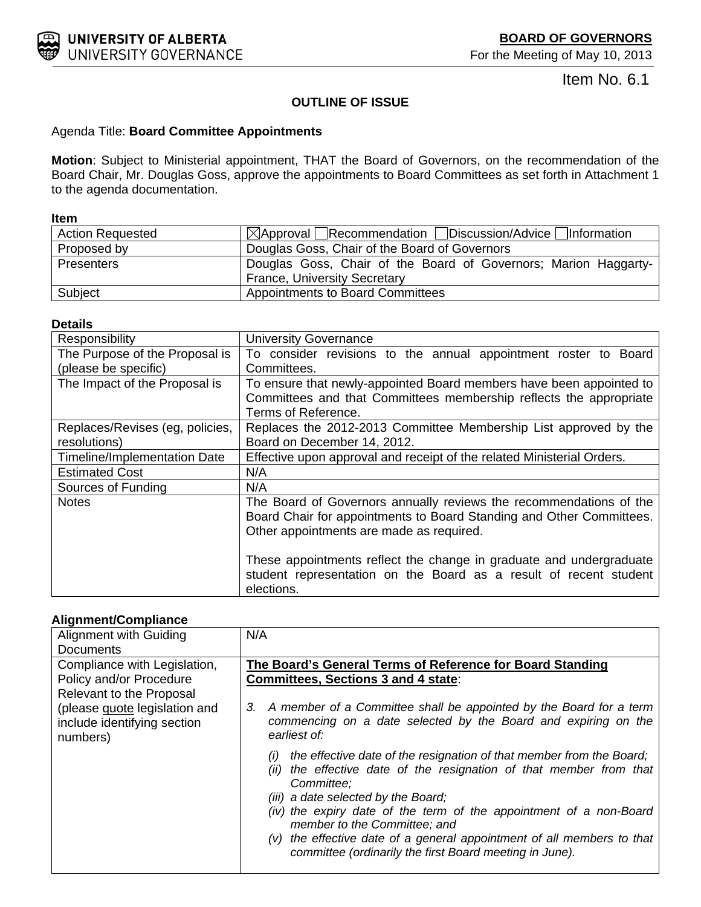**UNIVERSITY OF ALBERTA**
UNIVERSITY GOVERNANCE

**BOARD OF GOVERNORS**
For the Meeting of May 10, 2013

Item No. 6.1

**OUTLINE OF ISSUE**

Agenda Title: **Board Committee Appointments**

**Motion**: Subject to Ministerial appointment, THAT the Board of Governors, on the recommendation of the Board Chair, Mr. Douglas Goss, approve the appointments to Board Committees as set forth in Attachment 1 to the agenda documentation.

**Item**

| | |
|---|---|
| Action Requested | ☒Approval ☐Recommendation ☐Discussion/Advice ☐Information |
| Proposed by | Douglas Goss, Chair of the Board of Governors |
| Presenters | Douglas Goss, Chair of the Board of Governors; Marion Haggarty-France, University Secretary |
| Subject | Appointments to Board Committees |

**Details**

| | |
|---|---|
| Responsibility | University Governance |
| The Purpose of the Proposal is (please be specific) | To consider revisions to the annual appointment roster to Board Committees. |
| The Impact of the Proposal is | To ensure that newly-appointed Board members have been appointed to Committees and that Committees membership reflects the appropriate Terms of Reference. |
| Replaces/Revises (eg, policies, resolutions) | Replaces the 2012-2013 Committee Membership List approved by the Board on December 14, 2012. |
| Timeline/Implementation Date | Effective upon approval and receipt of the related Ministerial Orders. |
| Estimated Cost | N/A |
| Sources of Funding | N/A |
| Notes | The Board of Governors annually reviews the recommendations of the Board Chair for appointments to Board Standing and Other Committees. Other appointments are made as required.<br><br>These appointments reflect the change in graduate and undergraduate student representation on the Board as a result of recent student elections. |

**Alignment/Compliance**

| | |
|---|---|
| Alignment with Guiding Documents | N/A |
| Compliance with Legislation, Policy and/or Procedure Relevant to the Proposal (please quote legislation and include identifying section numbers) | **The Board's General Terms of Reference for Board Standing Committees, Sections 3 and 4 state**:<br><br>*3. A member of a Committee shall be appointed by the Board for a term commencing on a date selected by the Board and expiring on the earliest of:*<br><br>*(i) the effective date of the resignation of that member from the Board;*<br>*(ii) the effective date of the resignation of that member from that Committee;*<br>*(iii) a date selected by the Board;*<br>*(iv) the expiry date of the term of the appointment of a non-Board member to the Committee; and*<br>*(v) the effective date of a general appointment of all members to that committee (ordinarily the first Board meeting in June).* |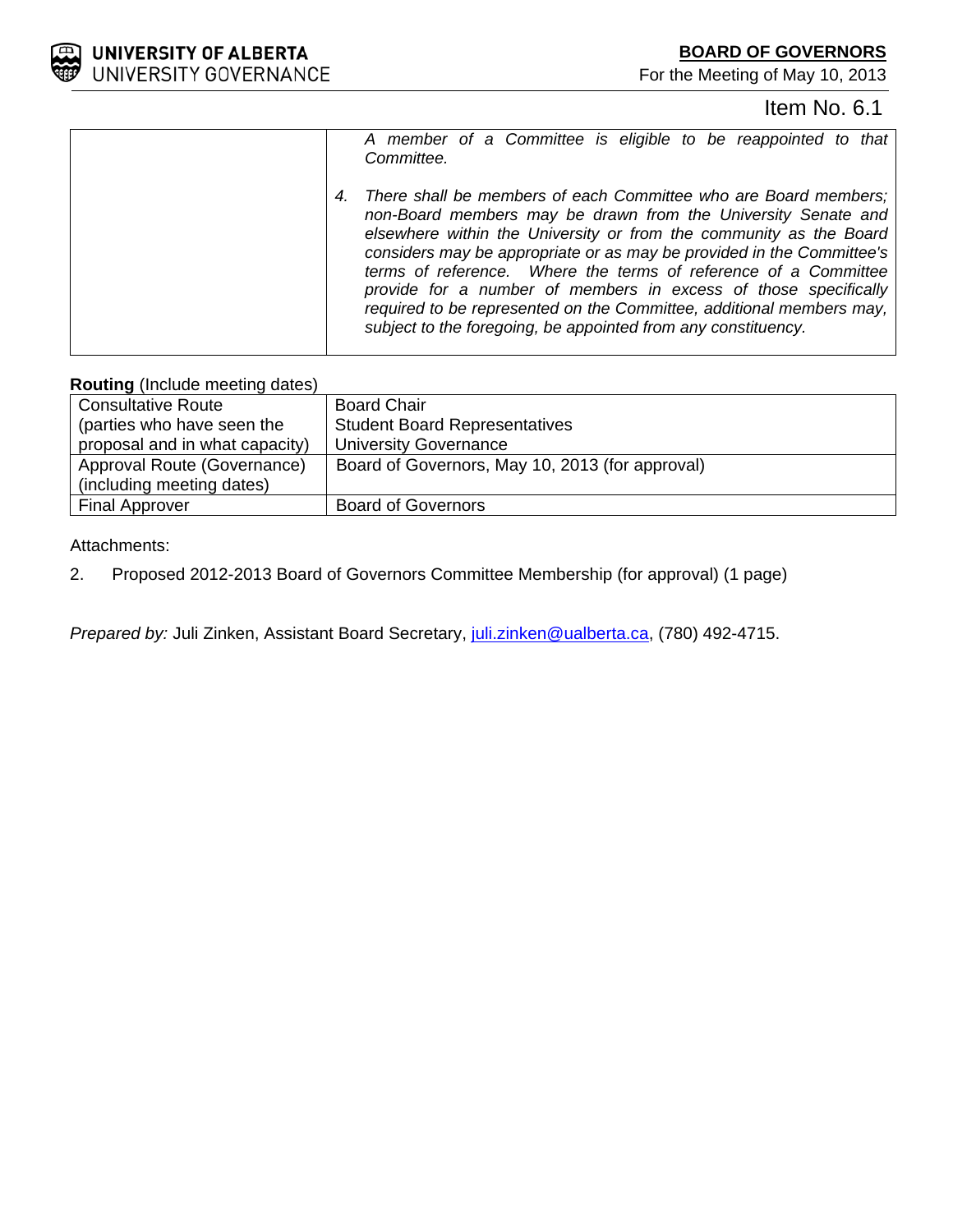Item No. 6.1

| | |
|---|---|
| | *A member of a Committee is eligible to be reappointed to that Committee.*<br><br>*4. There shall be members of each Committee who are Board members; non-Board members may be drawn from the University Senate and elsewhere within the University or from the community as the Board considers may be appropriate or as may be provided in the Committee's terms of reference. Where the terms of reference of a Committee provide for a number of members in excess of those specifically required to be represented on the Committee, additional members may, subject to the foregoing, be appointed from any constituency.* |

**Routing** (Include meeting dates)

| | |
|---|---|
| Consultative Route (parties who have seen the proposal and in what capacity) | Board Chair<br>Student Board Representatives<br>University Governance |
| Approval Route (Governance) (including meeting dates) | Board of Governors, May 10, 2013 (for approval) |
| Final Approver | Board of Governors |

Attachments:

2. Proposed 2012-2013 Board of Governors Committee Membership (for approval) (1 page)

*Prepared by:* Juli Zinken, Assistant Board Secretary, juli.zinken@ualberta.ca, (780) 492-4715.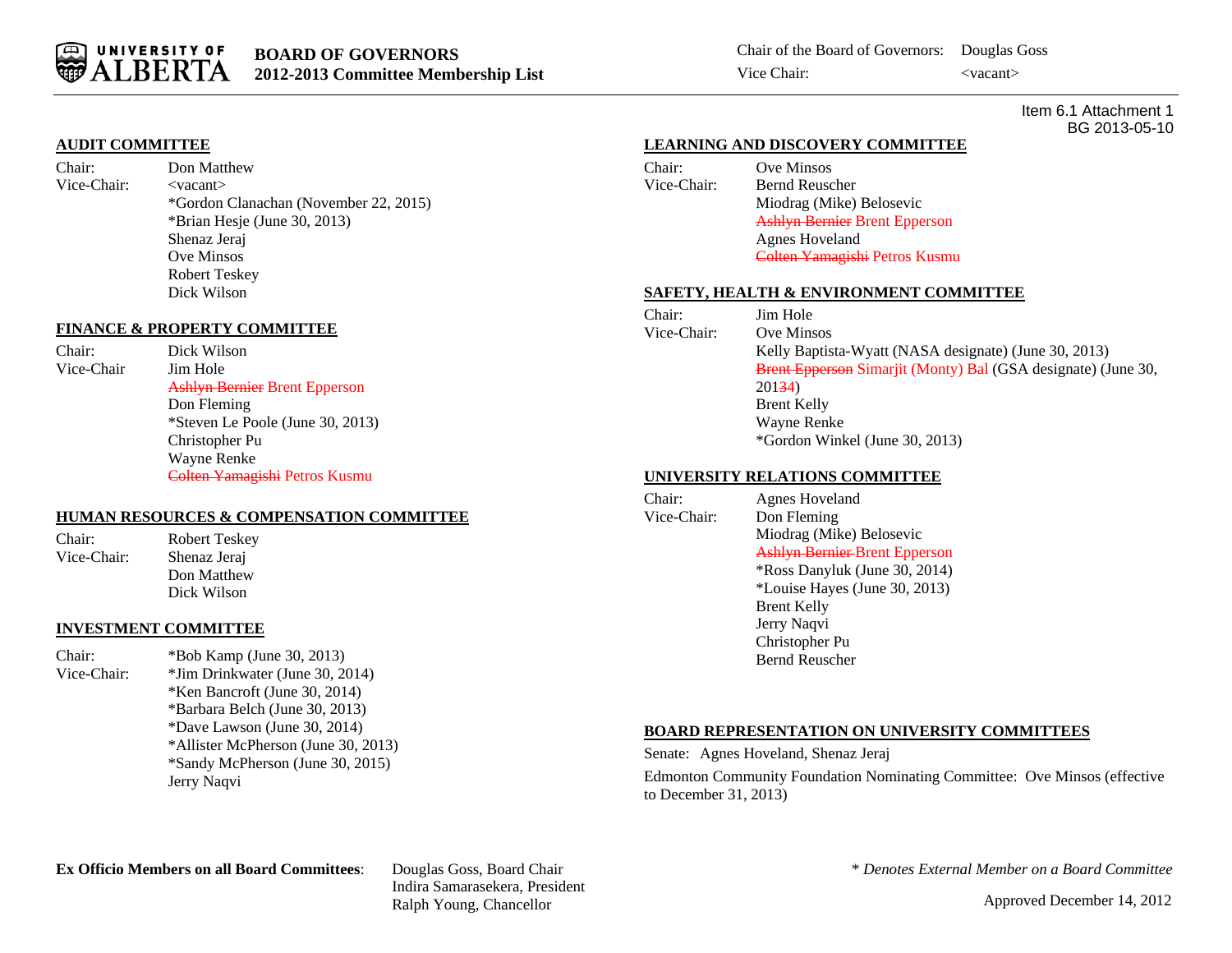**UNIVERSITY OF ALBERTA**

# BOARD OF GOVERNORS
## 2012-2013 Committee Membership List

Chair of the Board of Governors: Douglas Goss
Vice Chair: <vacant>

Item 6.1 Attachment 1
BG 2013-05-10

### AUDIT COMMITTEE

Chair: Don Matthew
Vice-Chair: <vacant>
*Gordon Clanachan (November 22, 2015)
*Brian Hesje (June 30, 2013)
Shenaz Jeraj
Ove Minsos
Robert Teskey
Dick Wilson

### FINANCE & PROPERTY COMMITTEE

Chair: Dick Wilson
Vice-Chair Jim Hole
~~Ashlyn Bernier~~ Brent Epperson
Don Fleming
*Steven Le Poole (June 30, 2013)
Christopher Pu
Wayne Renke
~~Colten Yamagishi~~ Petros Kusmu

### HUMAN RESOURCES & COMPENSATION COMMITTEE

Chair: Robert Teskey
Vice-Chair: Shenaz Jeraj
Don Matthew
Dick Wilson

### INVESTMENT COMMITTEE

Chair: *Bob Kamp (June 30, 2013)
Vice-Chair: *Jim Drinkwater (June 30, 2014)
*Ken Bancroft (June 30, 2014)
*Barbara Belch (June 30, 2013)
*Dave Lawson (June 30, 2014)
*Allister McPherson (June 30, 2013)
*Sandy McPherson (June 30, 2015)
Jerry Naqvi

### LEARNING AND DISCOVERY COMMITTEE

Chair: Ove Minsos
Vice-Chair: Bernd Reuscher
Miodrag (Mike) Belosevic
~~Ashlyn Bernier~~ Brent Epperson
Agnes Hoveland
~~Colten Yamagishi~~ Petros Kusmu

### SAFETY, HEALTH & ENVIRONMENT COMMITTEE

Chair: Jim Hole
Vice-Chair: Ove Minsos
Kelly Baptista-Wyatt (NASA designate) (June 30, 2013)
~~Brent Epperson~~ Simarjit (Monty) Bal (GSA designate) (June 30, 201~~3~~4)
Brent Kelly
Wayne Renke
*Gordon Winkel (June 30, 2013)

### UNIVERSITY RELATIONS COMMITTEE

Chair: Agnes Hoveland
Vice-Chair: Don Fleming
Miodrag (Mike) Belosevic
~~Ashlyn Bernier~~ Brent Epperson
*Ross Danyluk (June 30, 2014)
*Louise Hayes (June 30, 2013)
Brent Kelly
Jerry Naqvi
Christopher Pu
Bernd Reuscher

### BOARD REPRESENTATION ON UNIVERSITY COMMITTEES

Senate: Agnes Hoveland, Shenaz Jeraj

Edmonton Community Foundation Nominating Committee: Ove Minsos (effective to December 31, 2013)

**Ex Officio Members on all Board Committees**: Douglas Goss, Board Chair
Indira Samarasekera, President
Ralph Young, Chancellor

*\* Denotes External Member on a Board Committee*

Approved December 14, 2012